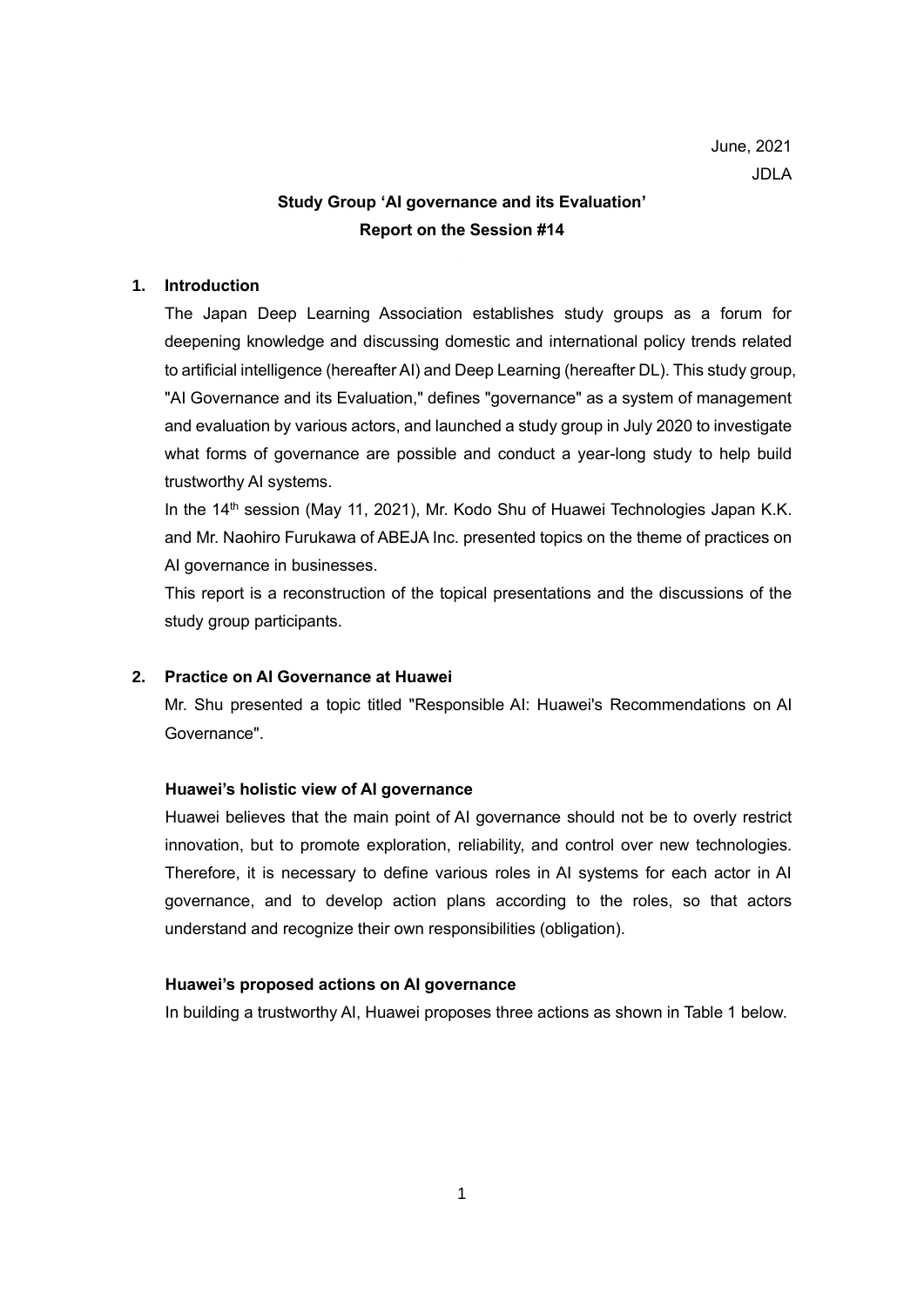June, 2021

JDLA

# Study Group 'AI governance and its Evaluation'
# Report on the Session #14

## 1. Introduction

The Japan Deep Learning Association establishes study groups as a forum for deepening knowledge and discussing domestic and international policy trends related to artificial intelligence (hereafter AI) and Deep Learning (hereafter DL). This study group, "AI Governance and its Evaluation," defines "governance" as a system of management and evaluation by various actors, and launched a study group in July 2020 to investigate what forms of governance are possible and conduct a year-long study to help build trustworthy AI systems.

In the 14th session (May 11, 2021), Mr. Kodo Shu of Huawei Technologies Japan K.K. and Mr. Naohiro Furukawa of ABEJA Inc. presented topics on the theme of practices on AI governance in businesses.

This report is a reconstruction of the topical presentations and the discussions of the study group participants.

## 2. Practice on AI Governance at Huawei

Mr. Shu presented a topic titled "Responsible AI: Huawei's Recommendations on AI Governance".

### Huawei's holistic view of AI governance

Huawei believes that the main point of AI governance should not be to overly restrict innovation, but to promote exploration, reliability, and control over new technologies. Therefore, it is necessary to define various roles in AI systems for each actor in AI governance, and to develop action plans according to the roles, so that actors understand and recognize their own responsibilities (obligation).

### Huawei's proposed actions on AI governance

In building a trustworthy AI, Huawei proposes three actions as shown in Table 1 below.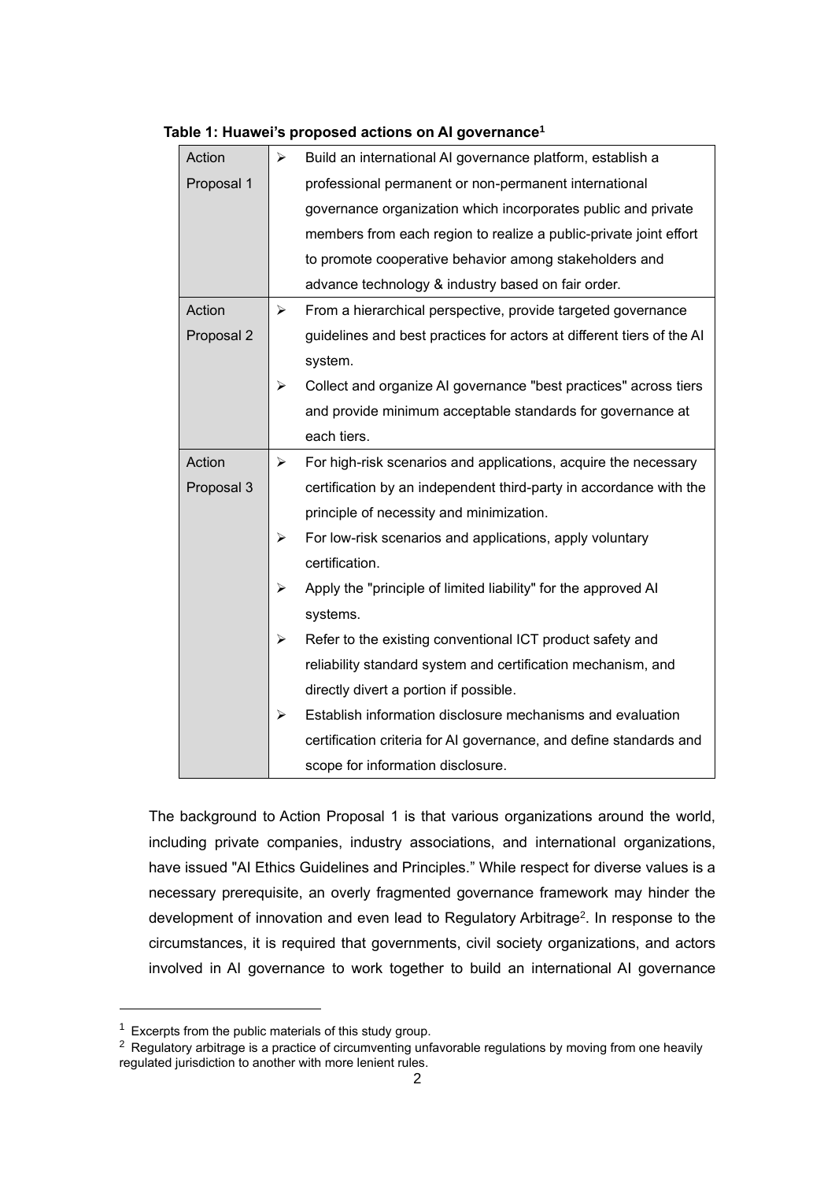**Table 1: Huawei's proposed actions on AI governance**[1]

| | |
|---|---|
| Action Proposal 1 | ➢ Build an international AI governance platform, establish a professional permanent or non-permanent international governance organization which incorporates public and private members from each region to realize a public-private joint effort to promote cooperative behavior among stakeholders and advance technology & industry based on fair order. |
| Action Proposal 2 | ➢ From a hierarchical perspective, provide targeted governance guidelines and best practices for actors at different tiers of the AI system.<br>➢ Collect and organize AI governance "best practices" across tiers and provide minimum acceptable standards for governance at each tiers. |
| Action Proposal 3 | ➢ For high-risk scenarios and applications, acquire the necessary certification by an independent third-party in accordance with the principle of necessity and minimization.<br>➢ For low-risk scenarios and applications, apply voluntary certification.<br>➢ Apply the "principle of limited liability" for the approved AI systems.<br>➢ Refer to the existing conventional ICT product safety and reliability standard system and certification mechanism, and directly divert a portion if possible.<br>➢ Establish information disclosure mechanisms and evaluation certification criteria for AI governance, and define standards and scope for information disclosure. |

The background to Action Proposal 1 is that various organizations around the world, including private companies, industry associations, and international organizations, have issued "AI Ethics Guidelines and Principles." While respect for diverse values is a necessary prerequisite, an overly fragmented governance framework may hinder the development of innovation and even lead to Regulatory Arbitrage[2]. In response to the circumstances, it is required that governments, civil society organizations, and actors involved in AI governance to work together to build an international AI governance

---

[1] Excerpts from the public materials of this study group.

[2] Regulatory arbitrage is a practice of circumventing unfavorable regulations by moving from one heavily regulated jurisdiction to another with more lenient rules.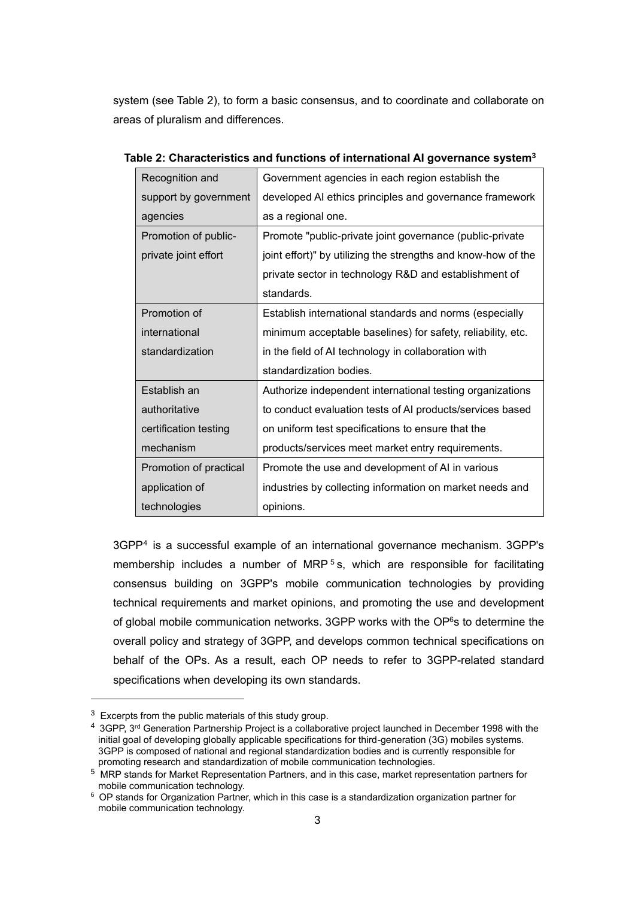system (see Table 2), to form a basic consensus, and to coordinate and collaborate on areas of pluralism and differences.

**Table 2: Characteristics and functions of international AI governance system[3]**

| | |
|---|---|
| Recognition and support by government agencies | Government agencies in each region establish the developed AI ethics principles and governance framework as a regional one. |
| Promotion of public-private joint effort | Promote "public-private joint governance (public-private joint effort)" by utilizing the strengths and know-how of the private sector in technology R&D and establishment of standards. |
| Promotion of international standardization | Establish international standards and norms (especially minimum acceptable baselines) for safety, reliability, etc. in the field of AI technology in collaboration with standardization bodies. |
| Establish an authoritative certification testing mechanism | Authorize independent international testing organizations to conduct evaluation tests of AI products/services based on uniform test specifications to ensure that the products/services meet market entry requirements. |
| Promotion of practical application of technologies | Promote the use and development of AI in various industries by collecting information on market needs and opinions. |

3GPP[4] is a successful example of an international governance mechanism. 3GPP's membership includes a number of MRP[5]s, which are responsible for facilitating consensus building on 3GPP's mobile communication technologies by providing technical requirements and market opinions, and promoting the use and development of global mobile communication networks. 3GPP works with the OP[6]s to determine the overall policy and strategy of 3GPP, and develops common technical specifications on behalf of the OPs. As a result, each OP needs to refer to 3GPP-related standard specifications when developing its own standards.

---

[3] Excerpts from the public materials of this study group.

[4] 3GPP, 3rd Generation Partnership Project is a collaborative project launched in December 1998 with the initial goal of developing globally applicable specifications for third-generation (3G) mobiles systems. 3GPP is composed of national and regional standardization bodies and is currently responsible for promoting research and standardization of mobile communication technologies.

[5] MRP stands for Market Representation Partners, and in this case, market representation partners for mobile communication technology.

[6] OP stands for Organization Partner, which in this case is a standardization organization partner for mobile communication technology.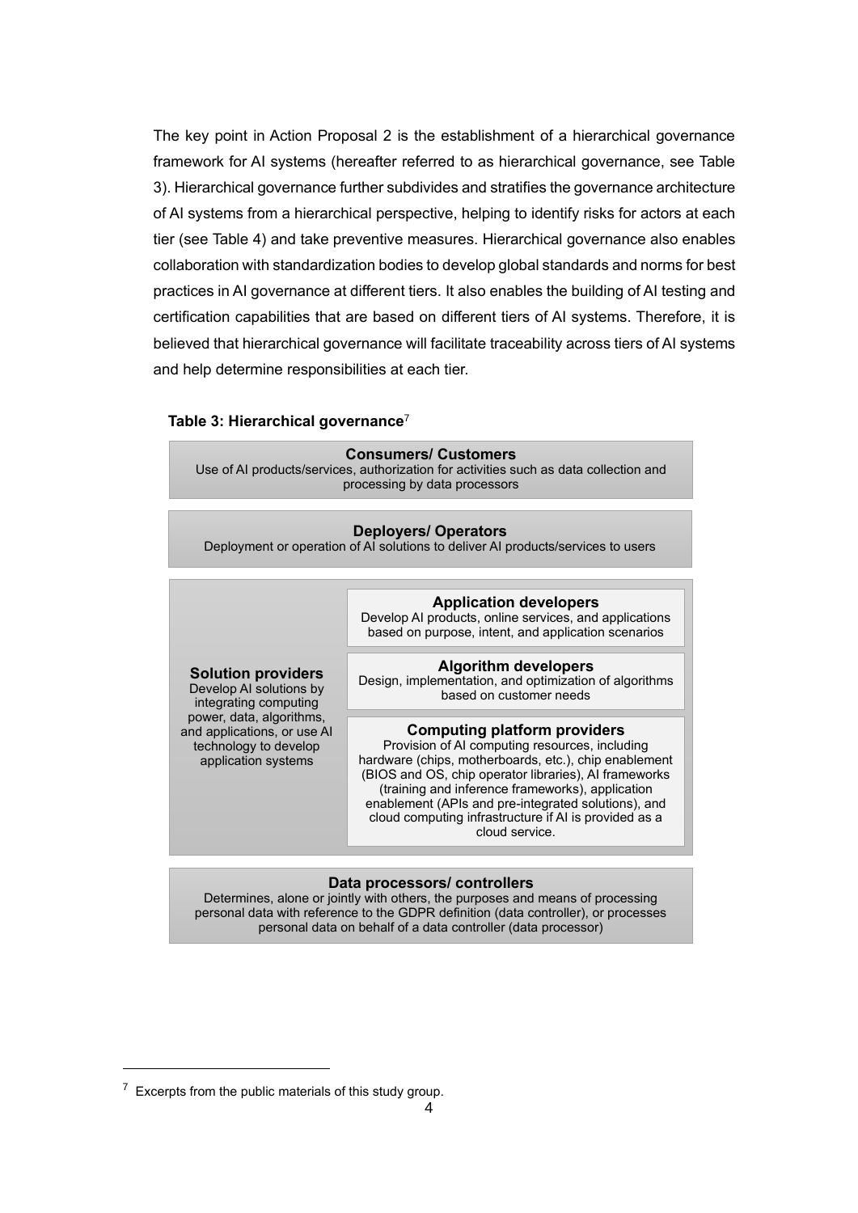The key point in Action Proposal 2 is the establishment of a hierarchical governance framework for AI systems (hereafter referred to as hierarchical governance, see Table 3). Hierarchical governance further subdivides and stratifies the governance architecture of AI systems from a hierarchical perspective, helping to identify risks for actors at each tier (see Table 4) and take preventive measures. Hierarchical governance also enables collaboration with standardization bodies to develop global standards and norms for best practices in AI governance at different tiers. It also enables the building of AI testing and certification capabilities that are based on different tiers of AI systems. Therefore, it is believed that hierarchical governance will facilitate traceability across tiers of AI systems and help determine responsibilities at each tier.

**Table 3: Hierarchical governance**[7]

| Tier | Sub-tier |
|---|---|
| **Consumers/ Customers**<br>Use of AI products/services, authorization for activities such as data collection and processing by data processors | |
| **Deployers/ Operators**<br>Deployment or operation of AI solutions to deliver AI products/services to users | |
| **Solution providers**<br>Develop AI solutions by integrating computing power, data, algorithms, and applications, or use AI technology to develop application systems | **Application developers**<br>Develop AI products, online services, and applications based on purpose, intent, and application scenarios |
| | **Algorithm developers**<br>Design, implementation, and optimization of algorithms based on customer needs |
| | **Computing platform providers**<br>Provision of AI computing resources, including hardware (chips, motherboards, etc.), chip enablement (BIOS and OS, chip operator libraries), AI frameworks (training and inference frameworks), application enablement (APIs and pre-integrated solutions), and cloud computing infrastructure if AI is provided as a cloud service. |
| **Data processors/ controllers**<br>Determines, alone or jointly with others, the purposes and means of processing personal data with reference to the GDPR definition (data controller), or processes personal data on behalf of a data controller (data processor) | |

[7] Excerpts from the public materials of this study group.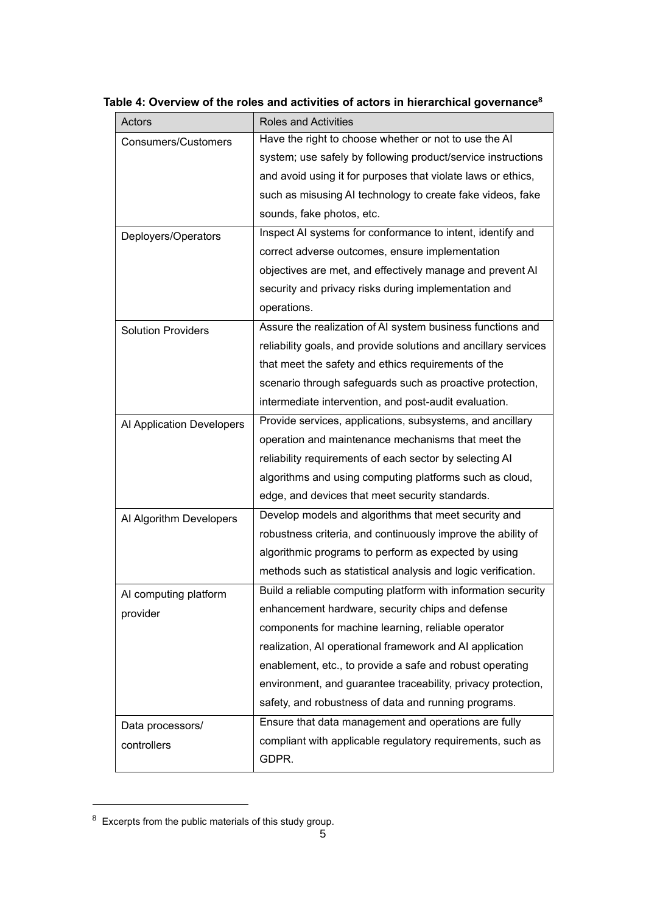**Table 4: Overview of the roles and activities of actors in hierarchical governance**[8]

| Actors | Roles and Activities |
| --- | --- |
| Consumers/Customers | Have the right to choose whether or not to use the AI system; use safely by following product/service instructions and avoid using it for purposes that violate laws or ethics, such as misusing AI technology to create fake videos, fake sounds, fake photos, etc. |
| Deployers/Operators | Inspect AI systems for conformance to intent, identify and correct adverse outcomes, ensure implementation objectives are met, and effectively manage and prevent AI security and privacy risks during implementation and operations. |
| Solution Providers | Assure the realization of AI system business functions and reliability goals, and provide solutions and ancillary services that meet the safety and ethics requirements of the scenario through safeguards such as proactive protection, intermediate intervention, and post-audit evaluation. |
| AI Application Developers | Provide services, applications, subsystems, and ancillary operation and maintenance mechanisms that meet the reliability requirements of each sector by selecting AI algorithms and using computing platforms such as cloud, edge, and devices that meet security standards. |
| AI Algorithm Developers | Develop models and algorithms that meet security and robustness criteria, and continuously improve the ability of algorithmic programs to perform as expected by using methods such as statistical analysis and logic verification. |
| AI computing platform provider | Build a reliable computing platform with information security enhancement hardware, security chips and defense components for machine learning, reliable operator realization, AI operational framework and AI application enablement, etc., to provide a safe and robust operating environment, and guarantee traceability, privacy protection, safety, and robustness of data and running programs. |
| Data processors/ controllers | Ensure that data management and operations are fully compliant with applicable regulatory requirements, such as GDPR. |

[8] Excerpts from the public materials of this study group.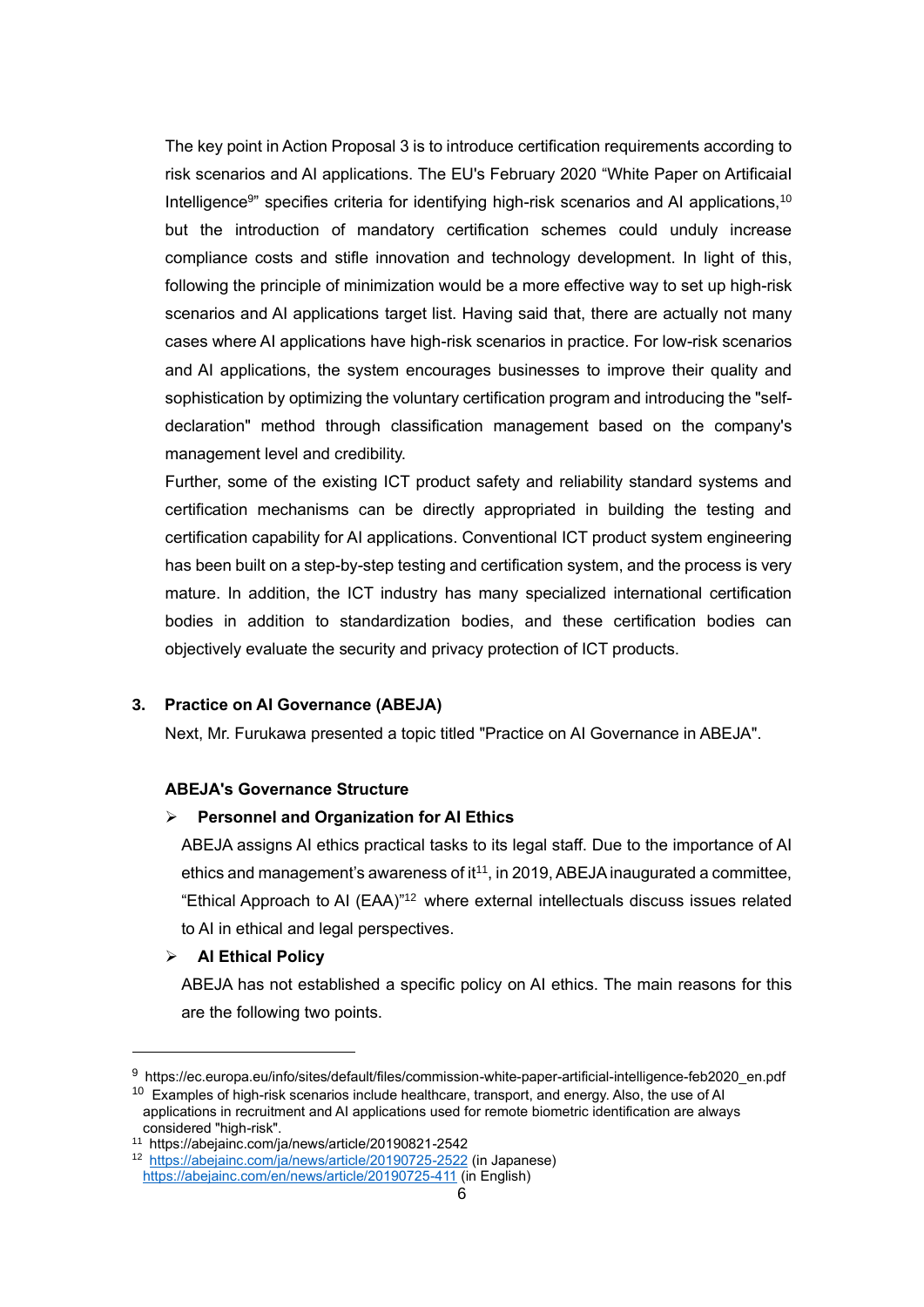The key point in Action Proposal 3 is to introduce certification requirements according to risk scenarios and AI applications. The EU's February 2020 "White Paper on Artificaial Intelligence[9]" specifies criteria for identifying high-risk scenarios and AI applications,[10] but the introduction of mandatory certification schemes could unduly increase compliance costs and stifle innovation and technology development. In light of this, following the principle of minimization would be a more effective way to set up high-risk scenarios and AI applications target list. Having said that, there are actually not many cases where AI applications have high-risk scenarios in practice. For low-risk scenarios and AI applications, the system encourages businesses to improve their quality and sophistication by optimizing the voluntary certification program and introducing the "self-declaration" method through classification management based on the company's management level and credibility.

Further, some of the existing ICT product safety and reliability standard systems and certification mechanisms can be directly appropriated in building the testing and certification capability for AI applications. Conventional ICT product system engineering has been built on a step-by-step testing and certification system, and the process is very mature. In addition, the ICT industry has many specialized international certification bodies in addition to standardization bodies, and these certification bodies can objectively evaluate the security and privacy protection of ICT products.

## 3. Practice on AI Governance (ABEJA)

Next, Mr. Furukawa presented a topic titled "Practice on AI Governance in ABEJA".

### ABEJA's Governance Structure

- **Personnel and Organization for AI Ethics**

  ABEJA assigns AI ethics practical tasks to its legal staff. Due to the importance of AI ethics and management's awareness of it[11], in 2019, ABEJA inaugurated a committee, "Ethical Approach to AI (EAA)"[12] where external intellectuals discuss issues related to AI in ethical and legal perspectives.

- **AI Ethical Policy**

  ABEJA has not established a specific policy on AI ethics. The main reasons for this are the following two points.

---

[9] https://ec.europa.eu/info/sites/default/files/commission-white-paper-artificial-intelligence-feb2020_en.pdf

[10] Examples of high-risk scenarios include healthcare, transport, and energy. Also, the use of AI applications in recruitment and AI applications used for remote biometric identification are always considered "high-risk".

[11] https://abejainc.com/ja/news/article/20190821-2542

[12] https://abejainc.com/ja/news/article/20190725-2522 (in Japanese) https://abejainc.com/en/news/article/20190725-411 (in English)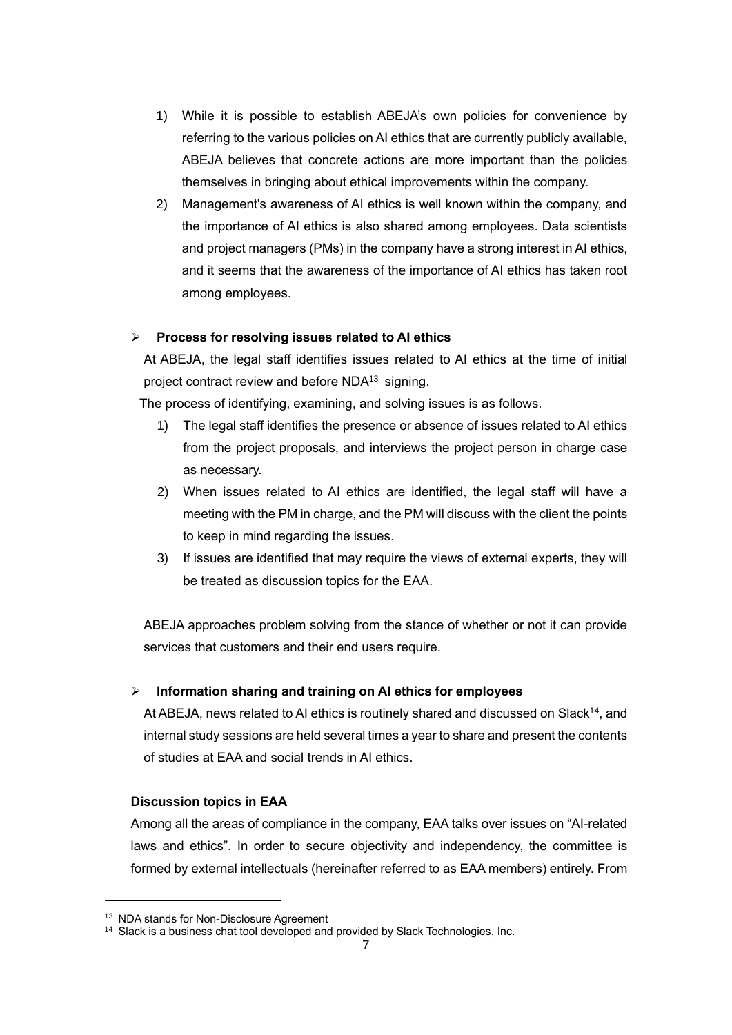1) While it is possible to establish ABEJA's own policies for convenience by referring to the various policies on AI ethics that are currently publicly available, ABEJA believes that concrete actions are more important than the policies themselves in bringing about ethical improvements within the company.
2) Management's awareness of AI ethics is well known within the company, and the importance of AI ethics is also shared among employees. Data scientists and project managers (PMs) in the company have a strong interest in AI ethics, and it seems that the awareness of the importance of AI ethics has taken root among employees.

- **Process for resolving issues related to AI ethics**

At ABEJA, the legal staff identifies issues related to AI ethics at the time of initial project contract review and before NDA[13] signing.

The process of identifying, examining, and solving issues is as follows.

1) The legal staff identifies the presence or absence of issues related to AI ethics from the project proposals, and interviews the project person in charge case as necessary.
2) When issues related to AI ethics are identified, the legal staff will have a meeting with the PM in charge, and the PM will discuss with the client the points to keep in mind regarding the issues.
3) If issues are identified that may require the views of external experts, they will be treated as discussion topics for the EAA.

ABEJA approaches problem solving from the stance of whether or not it can provide services that customers and their end users require.

- **Information sharing and training on AI ethics for employees**

At ABEJA, news related to AI ethics is routinely shared and discussed on Slack[14], and internal study sessions are held several times a year to share and present the contents of studies at EAA and social trends in AI ethics.

**Discussion topics in EAA**

Among all the areas of compliance in the company, EAA talks over issues on "AI-related laws and ethics". In order to secure objectivity and independency, the committee is formed by external intellectuals (hereinafter referred to as EAA members) entirely. From

---

[13] NDA stands for Non-Disclosure Agreement

[14] Slack is a business chat tool developed and provided by Slack Technologies, Inc.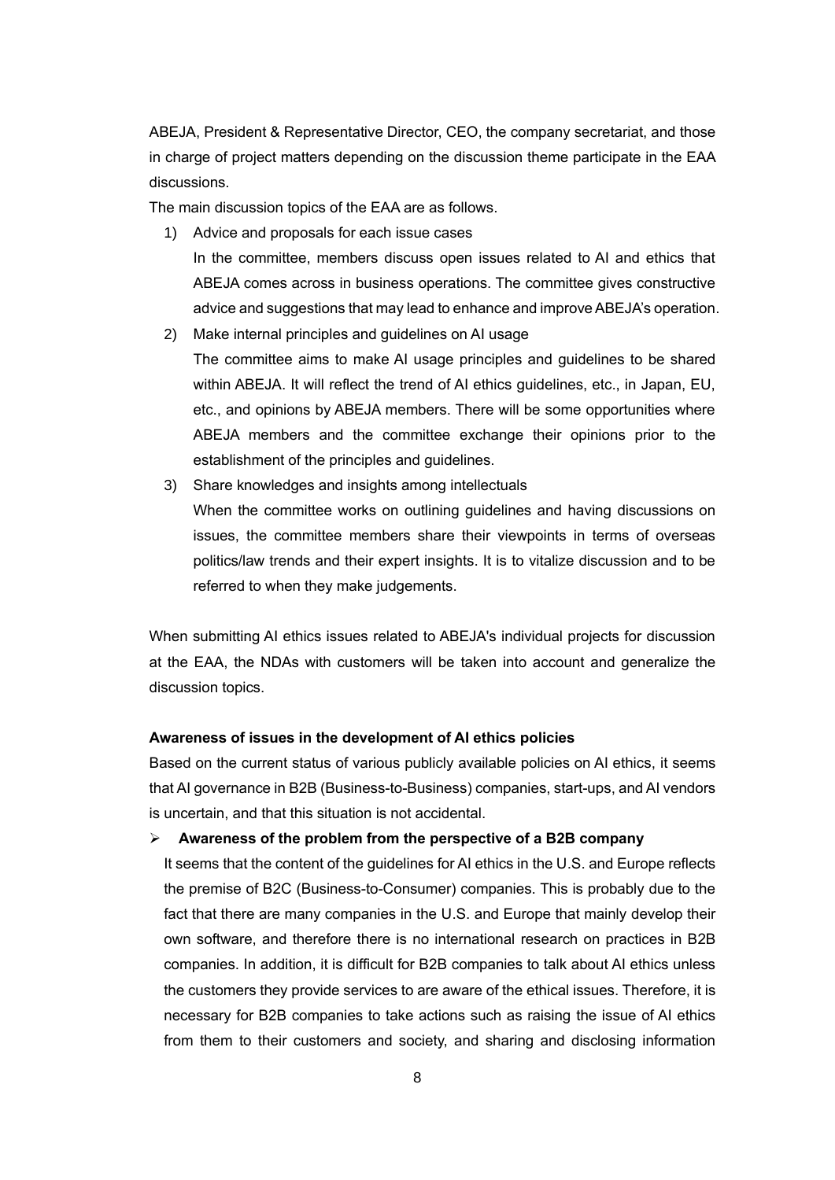ABEJA, President & Representative Director, CEO, the company secretariat, and those in charge of project matters depending on the discussion theme participate in the EAA discussions.

The main discussion topics of the EAA are as follows.

1) Advice and proposals for each issue cases
   In the committee, members discuss open issues related to AI and ethics that ABEJA comes across in business operations. The committee gives constructive advice and suggestions that may lead to enhance and improve ABEJA's operation.
2) Make internal principles and guidelines on AI usage
   The committee aims to make AI usage principles and guidelines to be shared within ABEJA. It will reflect the trend of AI ethics guidelines, etc., in Japan, EU, etc., and opinions by ABEJA members. There will be some opportunities where ABEJA members and the committee exchange their opinions prior to the establishment of the principles and guidelines.
3) Share knowledges and insights among intellectuals
   When the committee works on outlining guidelines and having discussions on issues, the committee members share their viewpoints in terms of overseas politics/law trends and their expert insights. It is to vitalize discussion and to be referred to when they make judgements.

When submitting AI ethics issues related to ABEJA's individual projects for discussion at the EAA, the NDAs with customers will be taken into account and generalize the discussion topics.

**Awareness of issues in the development of AI ethics policies**

Based on the current status of various publicly available policies on AI ethics, it seems that AI governance in B2B (Business-to-Business) companies, start-ups, and AI vendors is uncertain, and that this situation is not accidental.

- **Awareness of the problem from the perspective of a B2B company**

  It seems that the content of the guidelines for AI ethics in the U.S. and Europe reflects the premise of B2C (Business-to-Consumer) companies. This is probably due to the fact that there are many companies in the U.S. and Europe that mainly develop their own software, and therefore there is no international research on practices in B2B companies. In addition, it is difficult for B2B companies to talk about AI ethics unless the customers they provide services to are aware of the ethical issues. Therefore, it is necessary for B2B companies to take actions such as raising the issue of AI ethics from them to their customers and society, and sharing and disclosing information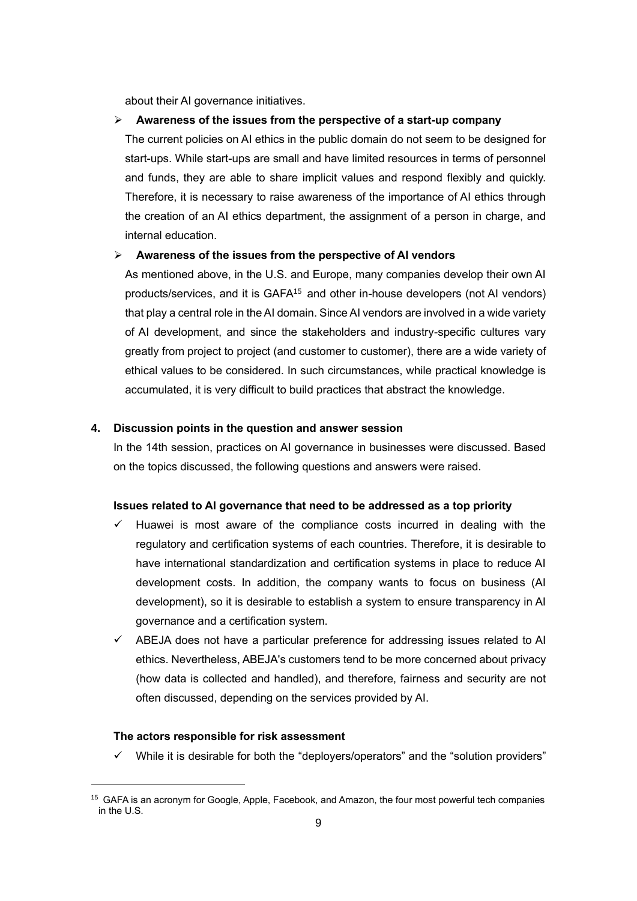about their AI governance initiatives.

- **Awareness of the issues from the perspective of a start-up company**

  The current policies on AI ethics in the public domain do not seem to be designed for start-ups. While start-ups are small and have limited resources in terms of personnel and funds, they are able to share implicit values and respond flexibly and quickly. Therefore, it is necessary to raise awareness of the importance of AI ethics through the creation of an AI ethics department, the assignment of a person in charge, and internal education.

- **Awareness of the issues from the perspective of AI vendors**

  As mentioned above, in the U.S. and Europe, many companies develop their own AI products/services, and it is GAFA[15] and other in-house developers (not AI vendors) that play a central role in the AI domain. Since AI vendors are involved in a wide variety of AI development, and since the stakeholders and industry-specific cultures vary greatly from project to project (and customer to customer), there are a wide variety of ethical values to be considered. In such circumstances, while practical knowledge is accumulated, it is very difficult to build practices that abstract the knowledge.

## 4. Discussion points in the question and answer session

In the 14th session, practices on AI governance in businesses were discussed. Based on the topics discussed, the following questions and answers were raised.

**Issues related to AI governance that need to be addressed as a top priority**

- ✓ Huawei is most aware of the compliance costs incurred in dealing with the regulatory and certification systems of each countries. Therefore, it is desirable to have international standardization and certification systems in place to reduce AI development costs. In addition, the company wants to focus on business (AI development), so it is desirable to establish a system to ensure transparency in AI governance and a certification system.
- ✓ ABEJA does not have a particular preference for addressing issues related to AI ethics. Nevertheless, ABEJA's customers tend to be more concerned about privacy (how data is collected and handled), and therefore, fairness and security are not often discussed, depending on the services provided by AI.

**The actors responsible for risk assessment**

- ✓ While it is desirable for both the "deployers/operators" and the "solution providers"

---

[15] GAFA is an acronym for Google, Apple, Facebook, and Amazon, the four most powerful tech companies in the U.S.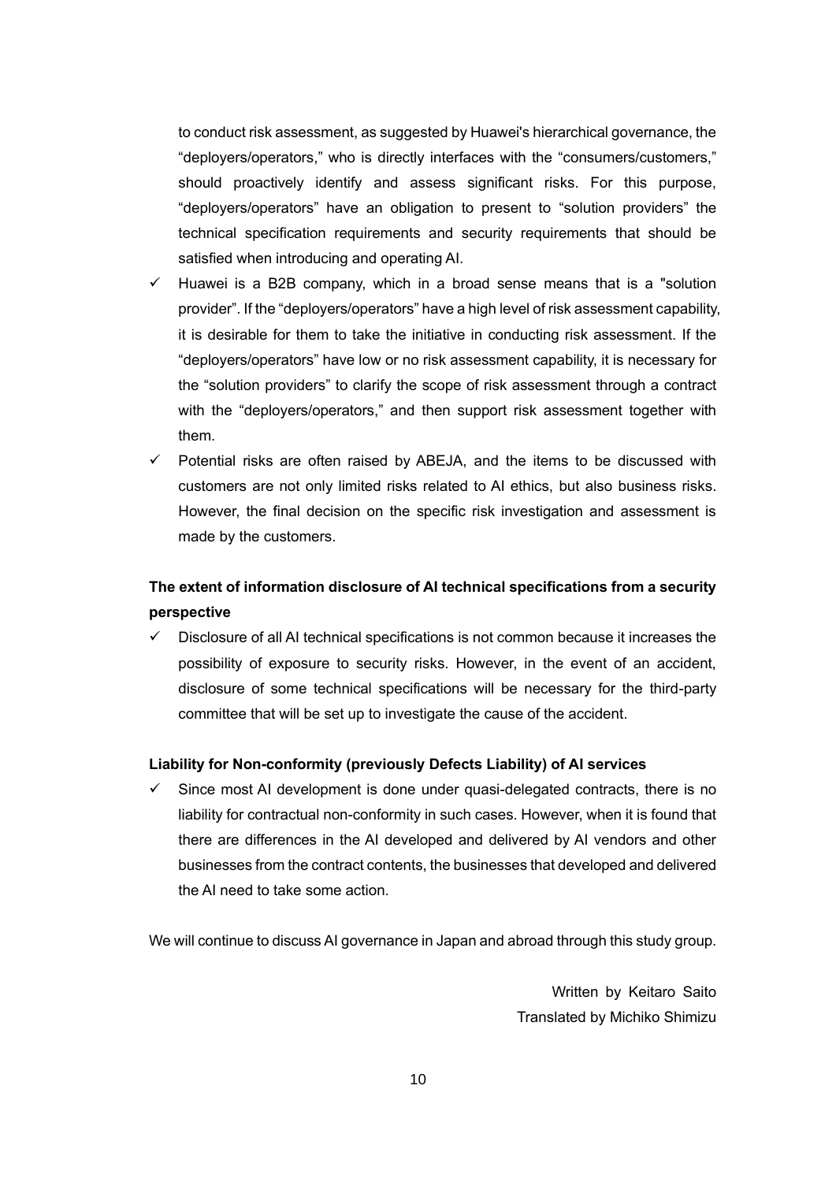to conduct risk assessment, as suggested by Huawei's hierarchical governance, the "deployers/operators," who is directly interfaces with the "consumers/customers," should proactively identify and assess significant risks. For this purpose, "deployers/operators" have an obligation to present to "solution providers" the technical specification requirements and security requirements that should be satisfied when introducing and operating AI.

- ✓ Huawei is a B2B company, which in a broad sense means that is a "solution provider". If the "deployers/operators" have a high level of risk assessment capability, it is desirable for them to take the initiative in conducting risk assessment. If the "deployers/operators" have low or no risk assessment capability, it is necessary for the "solution providers" to clarify the scope of risk assessment through a contract with the "deployers/operators," and then support risk assessment together with them.
- ✓ Potential risks are often raised by ABEJA, and the items to be discussed with customers are not only limited risks related to AI ethics, but also business risks. However, the final decision on the specific risk investigation and assessment is made by the customers.

**The extent of information disclosure of AI technical specifications from a security perspective**

- ✓ Disclosure of all AI technical specifications is not common because it increases the possibility of exposure to security risks. However, in the event of an accident, disclosure of some technical specifications will be necessary for the third-party committee that will be set up to investigate the cause of the accident.

**Liability for Non-conformity (previously Defects Liability) of AI services**

- ✓ Since most AI development is done under quasi-delegated contracts, there is no liability for contractual non-conformity in such cases. However, when it is found that there are differences in the AI developed and delivered by AI vendors and other businesses from the contract contents, the businesses that developed and delivered the AI need to take some action.

We will continue to discuss AI governance in Japan and abroad through this study group.

Written by Keitaro Saito
Translated by Michiko Shimizu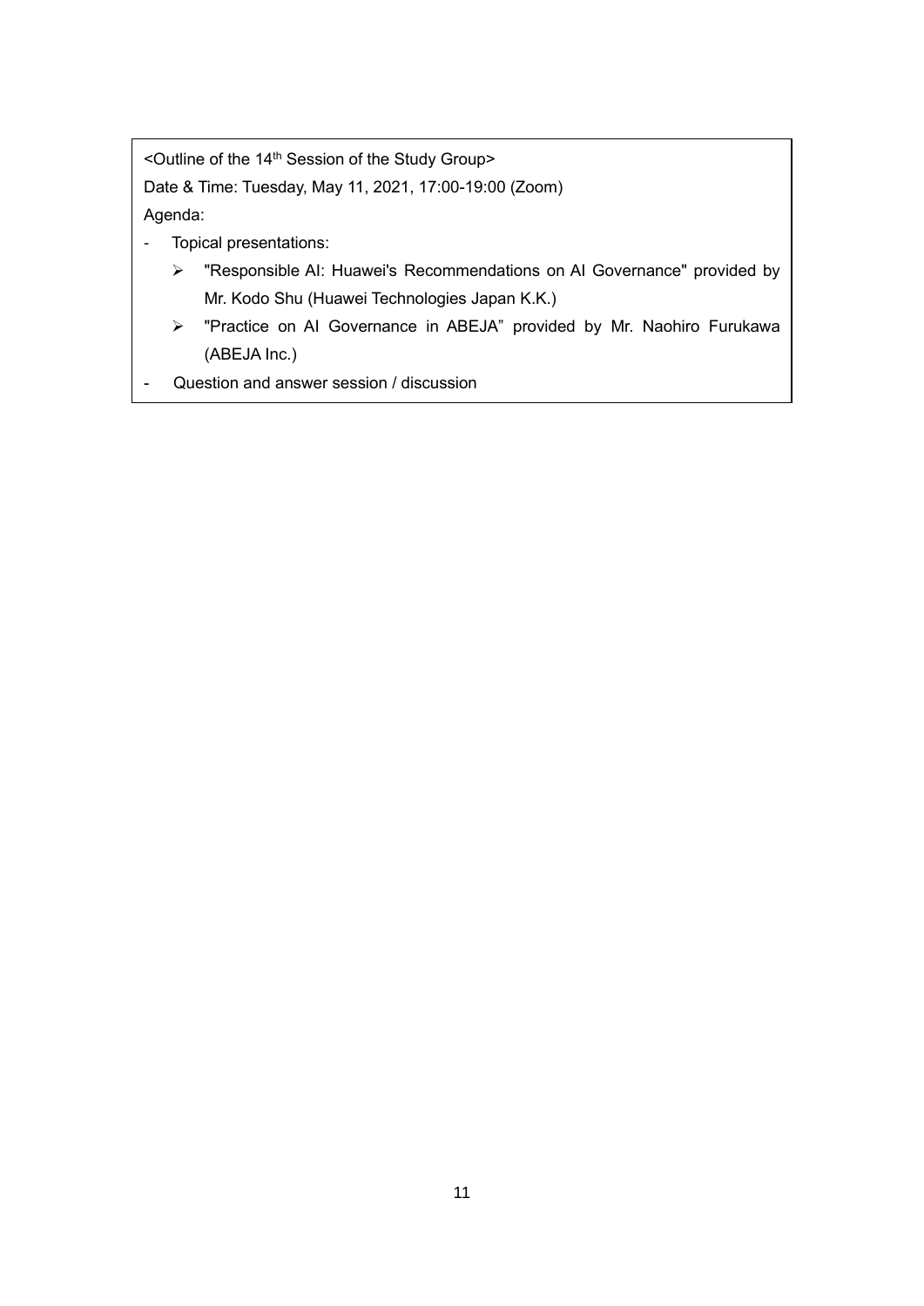<Outline of the 14th Session of the Study Group>

Date & Time: Tuesday, May 11, 2021, 17:00-19:00 (Zoom)

Agenda:

- Topical presentations:
  - "Responsible AI: Huawei's Recommendations on AI Governance" provided by Mr. Kodo Shu (Huawei Technologies Japan K.K.)
  - "Practice on AI Governance in ABEJA" provided by Mr. Naohiro Furukawa (ABEJA Inc.)
- Question and answer session / discussion